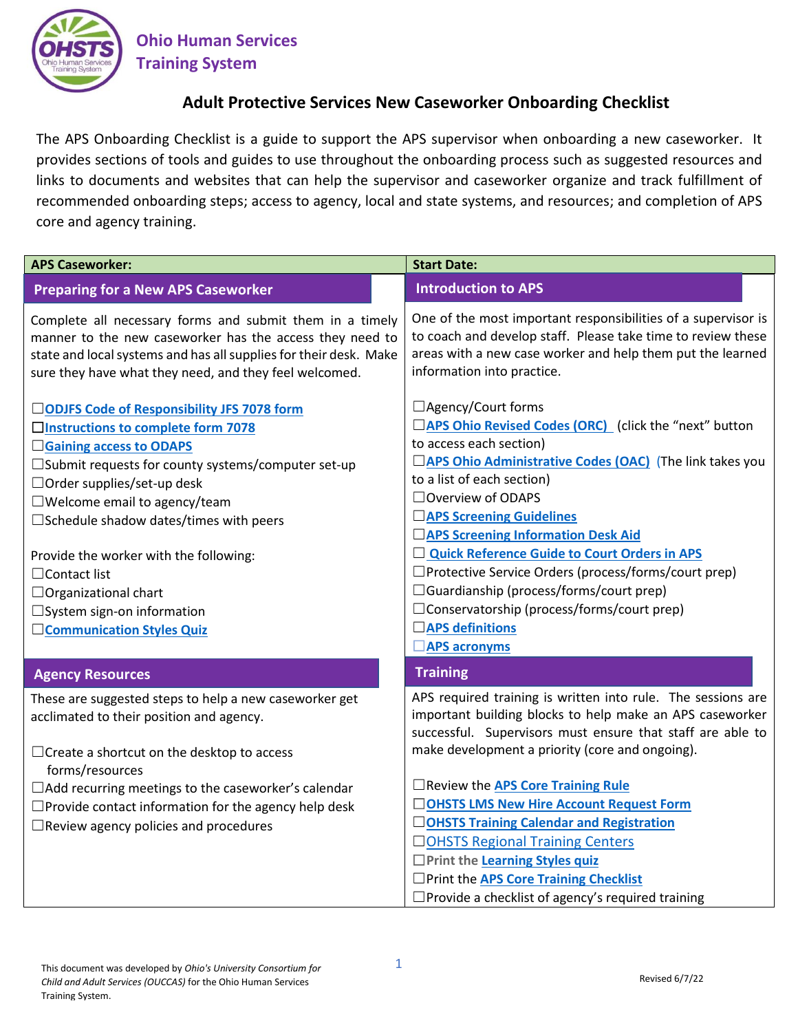Ohio Human Services Training System

# Adult Protective Services New Caseworker Onboarding Checklist

The APS Onboarding Checklist is a guide to support the APS supervisor when onboarding a new caseworker. It provides sections of tools and guides to use throughout the onboarding process such as suggested resources and links to documents and websites that can help the supervisor and caseworker organize and track fulfillment of recommended onboarding steps; access to agency, local and state systems, and resources; and completion of APS core and agency training.

**APS Caseworker:**

**Start Date:**

## Preparing for a New APS Caseworker

Complete all necessary forms and submit them in a timely manner to the new caseworker has the access they need to state and local systems and has all supplies for their desk. Make sure they have what they need, and they feel welcomed.

- ☐ **ODJFS Code of Responsibility JFS 7078 form**
- ☐ **Instructions to complete form 7078**
- ☐ **Gaining access to ODAPS**
- ☐ Submit requests for county systems/computer set-up
- ☐ Order supplies/set-up desk
- ☐ Welcome email to agency/team
- ☐ Schedule shadow dates/times with peers

Provide the worker with the following:

- ☐ Contact list
- ☐ Organizational chart
- ☐ System sign-on information
- ☐ **Communication Styles Quiz**

## Agency Resources

These are suggested steps to help a new caseworker get acclimated to their position and agency.

- ☐ Create a shortcut on the desktop to access forms/resources
- ☐ Add recurring meetings to the caseworker's calendar
- ☐ Provide contact information for the agency help desk
- ☐ Review agency policies and procedures

## Introduction to APS

One of the most important responsibilities of a supervisor is to coach and develop staff. Please take time to review these areas with a new case worker and help them put the learned information into practice.

- ☐ Agency/Court forms
- ☐ **APS Ohio Revised Codes (ORC)** (click the "next" button to access each section)
- ☐ **APS Ohio Administrative Codes (OAC)** (The link takes you to a list of each section)
- ☐ Overview of ODAPS
- ☐ **APS Screening Guidelines**
- ☐ **APS Screening Information Desk Aid**
- ☐ **Quick Reference Guide to Court Orders in APS**
- ☐ Protective Service Orders (process/forms/court prep)
- ☐ Guardianship (process/forms/court prep)
- ☐ Conservatorship (process/forms/court prep)
- ☐ **APS definitions**
- ☐ **APS acronyms**

## Training

APS required training is written into rule. The sessions are important building blocks to help make an APS caseworker successful. Supervisors must ensure that staff are able to make development a priority (core and ongoing).

- ☐ Review the **APS Core Training Rule**
- ☐ **OHSTS LMS New Hire Account Request Form**
- ☐ **OHSTS Training Calendar and Registration**
- ☐ OHSTS Regional Training Centers
- ☐ Print the **Learning Styles quiz**
- ☐ Print the **APS Core Training Checklist**
- ☐ Provide a checklist of agency's required training

This document was developed by *Ohio's University Consortium for Child and Adult Services (OUCCAS)* for the Ohio Human Services Training System.

Revised 6/7/22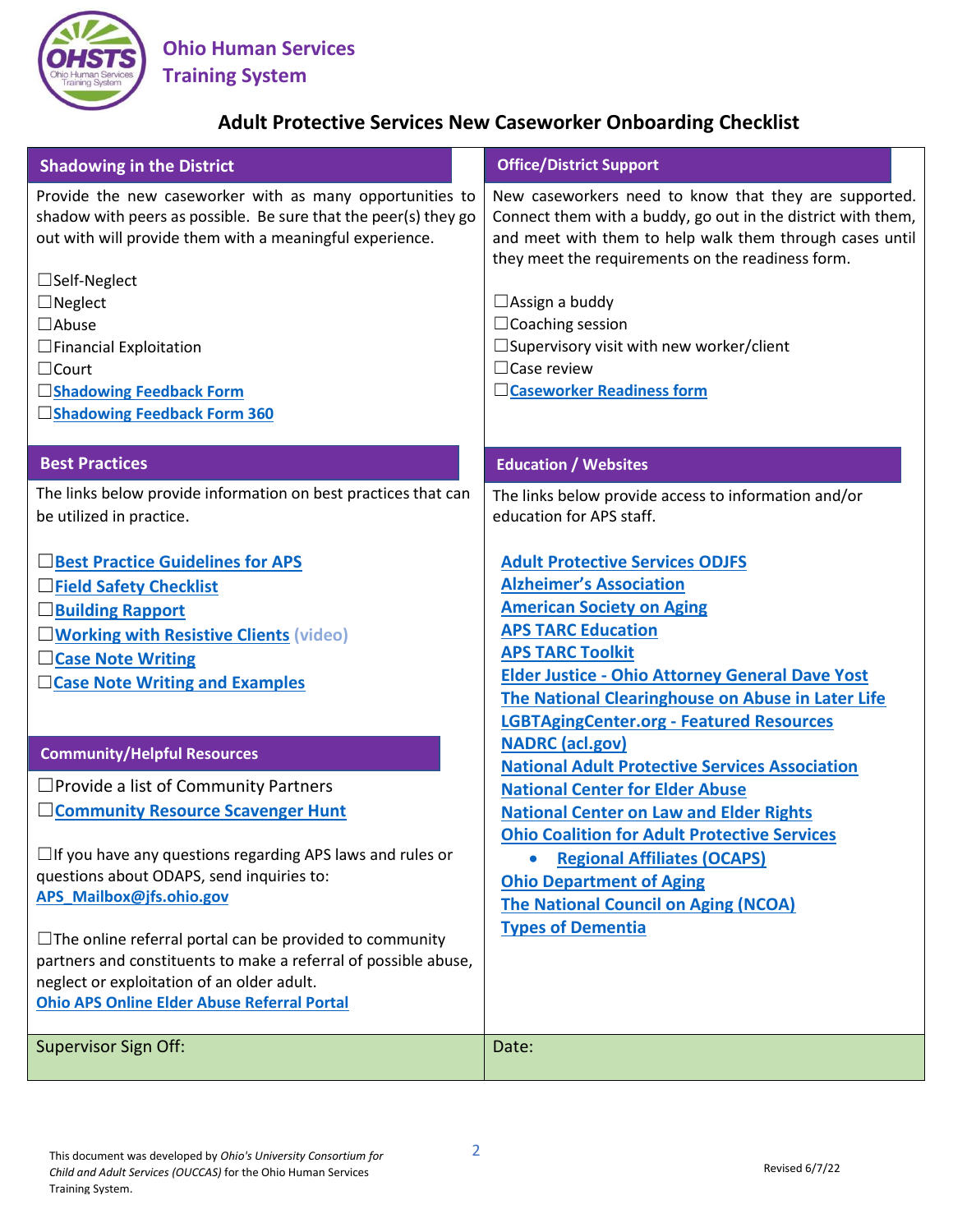Ohio Human Services Training System

# Adult Protective Services New Caseworker Onboarding Checklist

## Shadowing in the District

Provide the new caseworker with as many opportunities to shadow with peers as possible. Be sure that the peer(s) they go out with will provide them with a meaningful experience.

☐Self-Neglect
☐Neglect
☐Abuse
☐Financial Exploitation
☐Court
☐**Shadowing Feedback Form**
☐**Shadowing Feedback Form 360**

## Office/District Support

New caseworkers need to know that they are supported. Connect them with a buddy, go out in the district with them, and meet with them to help walk them through cases until they meet the requirements on the readiness form.

☐Assign a buddy
☐Coaching session
☐Supervisory visit with new worker/client
☐Case review
☐**Caseworker Readiness form**

## Best Practices

The links below provide information on best practices that can be utilized in practice.

☐**Best Practice Guidelines for APS**
☐**Field Safety Checklist**
☐**Building Rapport**
☐**Working with Resistive Clients** (video)
☐**Case Note Writing**
☐**Case Note Writing and Examples**

## Community/Helpful Resources

☐Provide a list of Community Partners
☐**Community Resource Scavenger Hunt**

☐If you have any questions regarding APS laws and rules or questions about ODAPS, send inquiries to:
**APS_Mailbox@jfs.ohio.gov**

☐The online referral portal can be provided to community partners and constituents to make a referral of possible abuse, neglect or exploitation of an older adult.
**Ohio APS Online Elder Abuse Referral Portal**

## Education / Websites

The links below provide access to information and/or education for APS staff.

**Adult Protective Services ODJFS**
**Alzheimer's Association**
**American Society on Aging**
**APS TARC Education**
**APS TARC Toolkit**
**Elder Justice - Ohio Attorney General Dave Yost**
**The National Clearinghouse on Abuse in Later Life**
**LGBTAgingCenter.org - Featured Resources**
**NADRC (acl.gov)**
**National Adult Protective Services Association**
**National Center for Elder Abuse**
**National Center on Law and Elder Rights**
**Ohio Coalition for Adult Protective Services**
- **Regional Affiliates (OCAPS)**

**Ohio Department of Aging**
**The National Council on Aging (NCOA)**
**Types of Dementia**

| Supervisor Sign Off: | Date: |
|---|---|

This document was developed by *Ohio's University Consortium for Child and Adult Services (OUCCAS)* for the Ohio Human Services Training System.

Revised 6/7/22